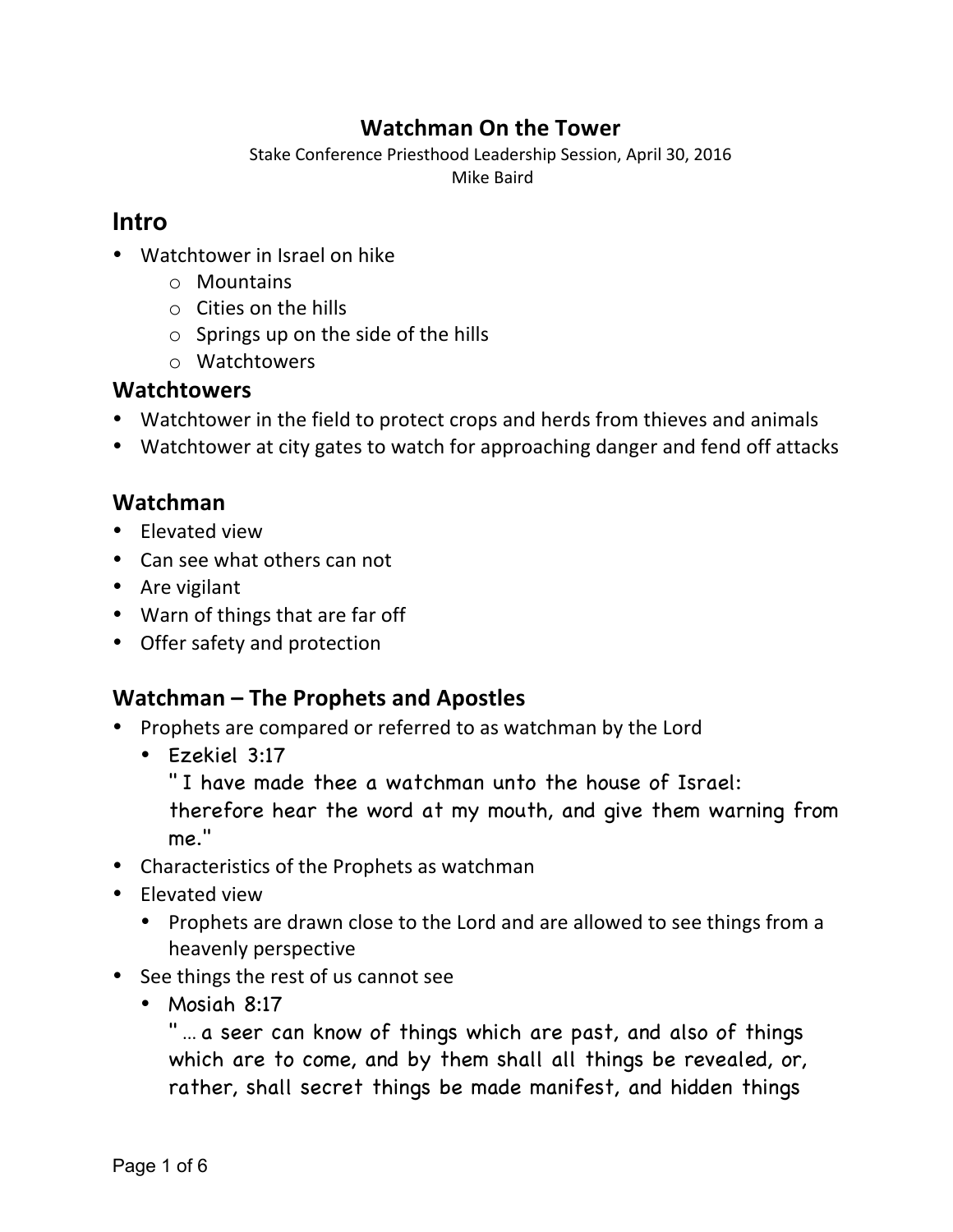# Watchman On the Tower

Stake Conference Priesthood Leadership Session, April 30, 2016

Mike Baird

## Intro

- Watchtower in Israel on hike
  - Mountains
  - Cities on the hills
  - Springs up on the side of the hills
  - Watchtowers

### Watchtowers

- Watchtower in the field to protect crops and herds from thieves and animals
- Watchtower at city gates to watch for approaching danger and fend off attacks

### Watchman

- Elevated view
- Can see what others can not
- Are vigilant
- Warn of things that are far off
- Offer safety and protection

### Watchman – The Prophets and Apostles

- Prophets are compared or referred to as watchman by the Lord
  - Ezekiel 3:17
    " I have made thee a watchman unto the house of Israel: therefore hear the word at my mouth, and give them warning from me."
- Characteristics of the Prophets as watchman
- Elevated view
  - Prophets are drawn close to the Lord and are allowed to see things from a heavenly perspective
- See things the rest of us cannot see
  - Mosiah 8:17
    " … a seer can know of things which are past, and also of things which are to come, and by them shall all things be revealed, or, rather, shall secret things be made manifest, and hidden things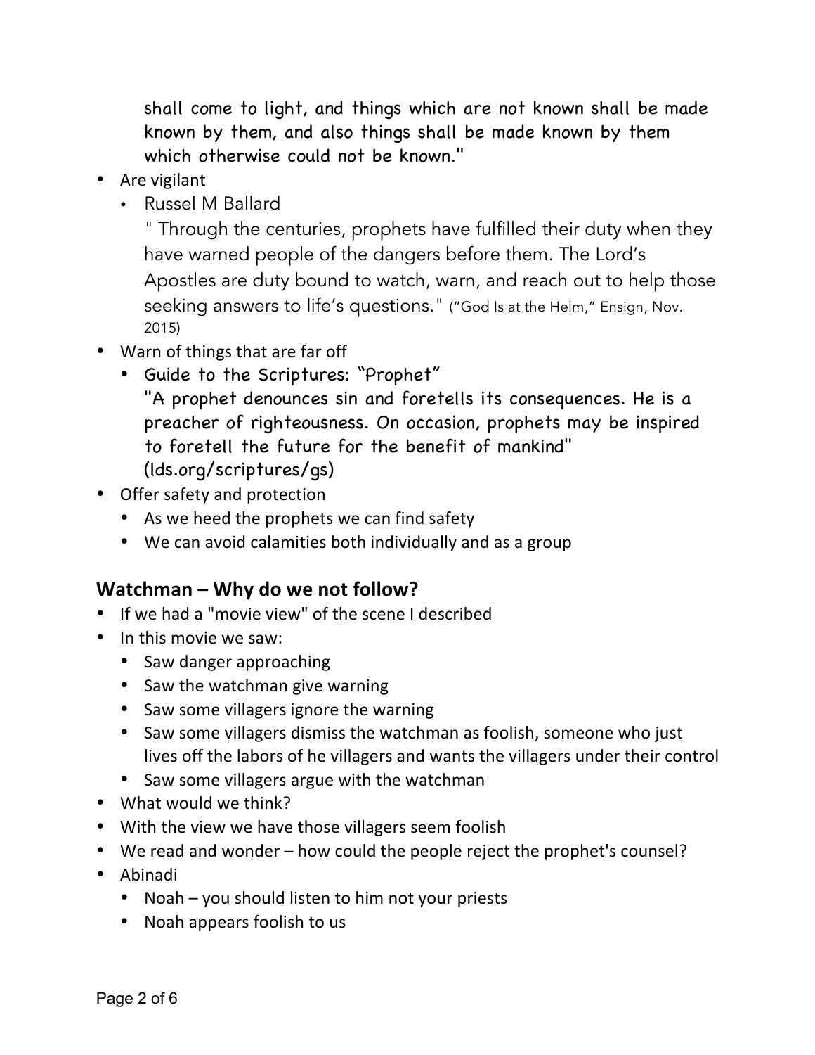shall come to light, and things which are not known shall be made known by them, and also things shall be made known by them which otherwise could not be known."

- Are vigilant
  - Russel M Ballard

    " Through the centuries, prophets have fulfilled their duty when they have warned people of the dangers before them. The Lord's Apostles are duty bound to watch, warn, and reach out to help those seeking answers to life's questions." ("God Is at the Helm," Ensign, Nov. 2015)
- Warn of things that are far off
  - Guide to the Scriptures: "Prophet"

    "A prophet denounces sin and foretells its consequences. He is a preacher of righteousness. On occasion, prophets may be inspired to foretell the future for the benefit of mankind" (lds.org/scriptures/gs)
- Offer safety and protection
  - As we heed the prophets we can find safety
  - We can avoid calamities both individually and as a group

### Watchman – Why do we not follow?

- If we had a "movie view" of the scene I described
- In this movie we saw:
  - Saw danger approaching
  - Saw the watchman give warning
  - Saw some villagers ignore the warning
  - Saw some villagers dismiss the watchman as foolish, someone who just lives off the labors of he villagers and wants the villagers under their control
  - Saw some villagers argue with the watchman
- What would we think?
- With the view we have those villagers seem foolish
- We read and wonder – how could the people reject the prophet's counsel?
- Abinadi
  - Noah – you should listen to him not your priests
  - Noah appears foolish to us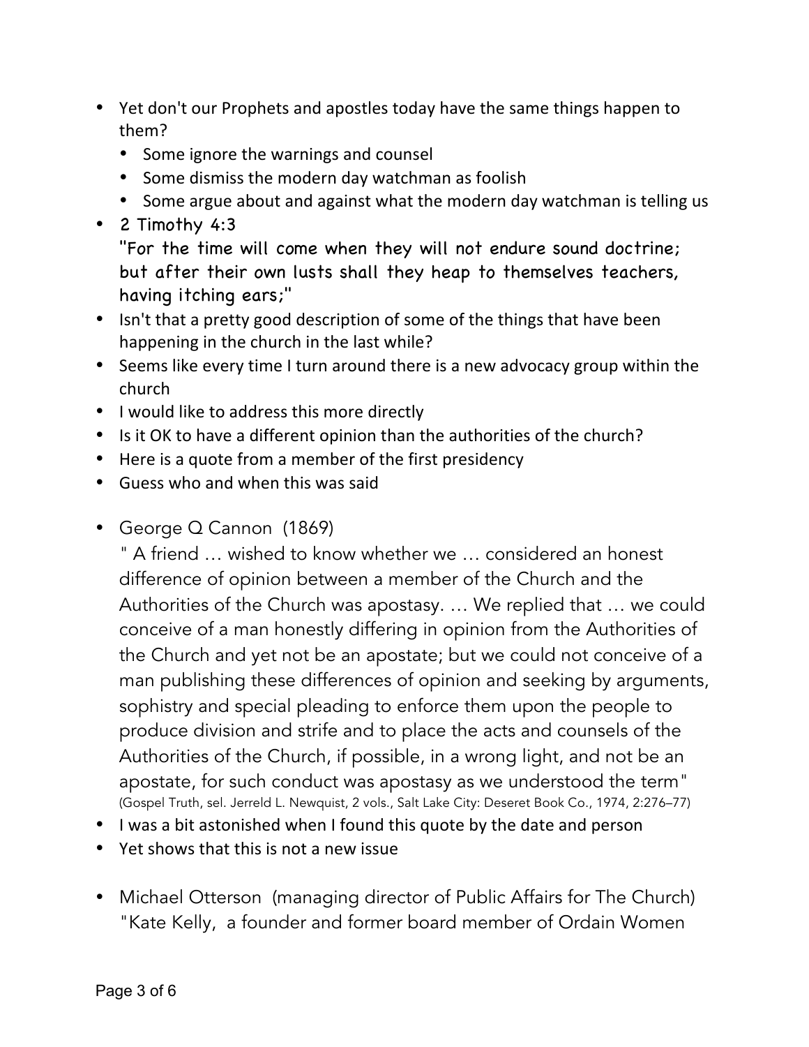- Yet don't our Prophets and apostles today have the same things happen to them?
  - Some ignore the warnings and counsel
  - Some dismiss the modern day watchman as foolish
  - Some argue about and against what the modern day watchman is telling us
- 2 Timothy 4:3
  "For the time will come when they will not endure sound doctrine; but after their own lusts shall they heap to themselves teachers, having itching ears;"
- Isn't that a pretty good description of some of the things that have been happening in the church in the last while?
- Seems like every time I turn around there is a new advocacy group within the church
- I would like to address this more directly
- Is it OK to have a different opinion than the authorities of the church?
- Here is a quote from a member of the first presidency
- Guess who and when this was said

- George Q Cannon (1869)
  " A friend … wished to know whether we … considered an honest difference of opinion between a member of the Church and the Authorities of the Church was apostasy. … We replied that … we could conceive of a man honestly differing in opinion from the Authorities of the Church and yet not be an apostate; but we could not conceive of a man publishing these differences of opinion and seeking by arguments, sophistry and special pleading to enforce them upon the people to produce division and strife and to place the acts and counsels of the Authorities of the Church, if possible, in a wrong light, and not be an apostate, for such conduct was apostasy as we understood the term" (Gospel Truth, sel. Jerreld L. Newquist, 2 vols., Salt Lake City: Deseret Book Co., 1974, 2:276–77)
- I was a bit astonished when I found this quote by the date and person
- Yet shows that this is not a new issue

- Michael Otterson (managing director of Public Affairs for The Church)
  "Kate Kelly, a founder and former board member of Ordain Women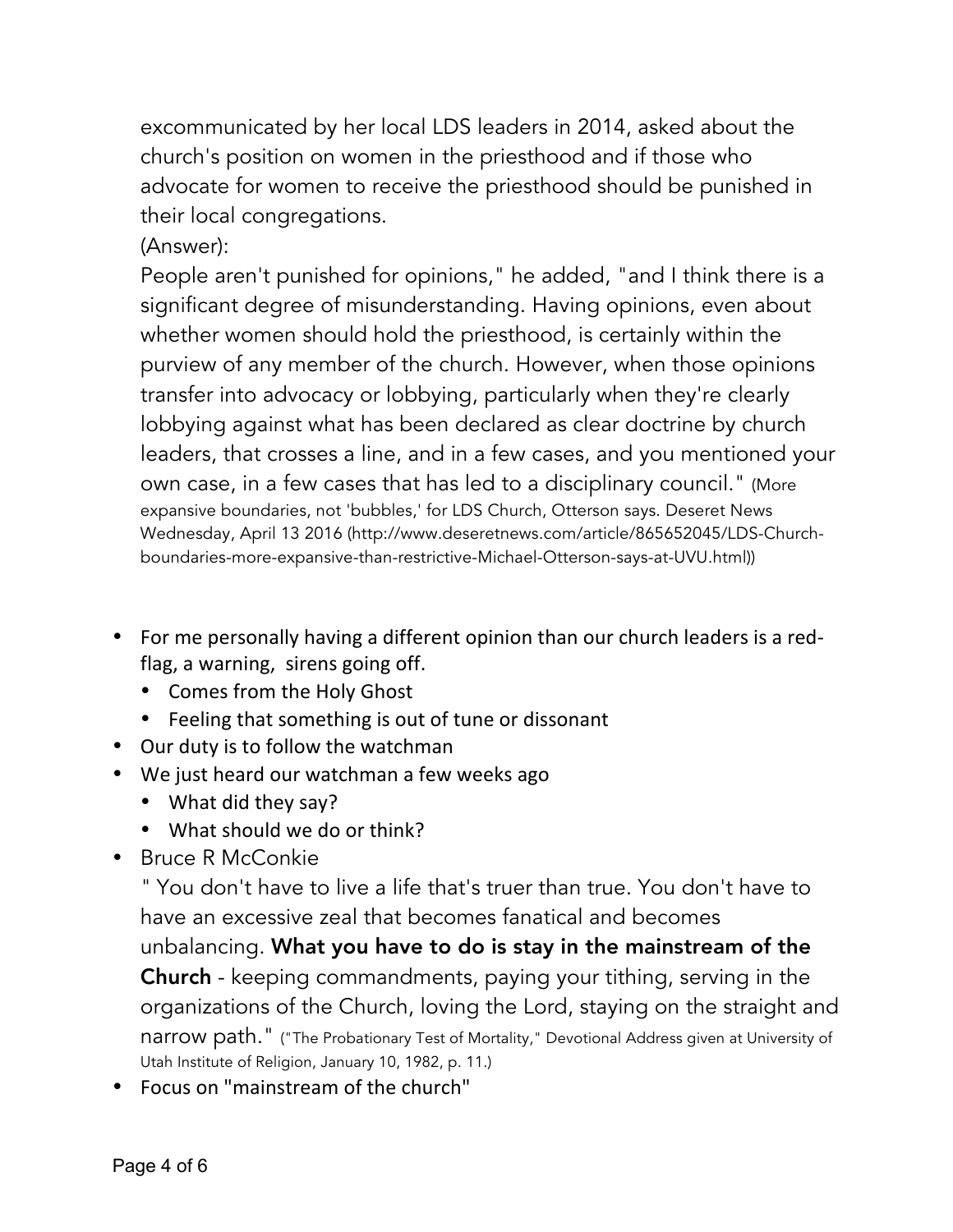excommunicated by her local LDS leaders in 2014, asked about the church's position on women in the priesthood and if those who advocate for women to receive the priesthood should be punished in their local congregations.
(Answer):
People aren't punished for opinions," he added, "and I think there is a significant degree of misunderstanding. Having opinions, even about whether women should hold the priesthood, is certainly within the purview of any member of the church. However, when those opinions transfer into advocacy or lobbying, particularly when they're clearly lobbying against what has been declared as clear doctrine by church leaders, that crosses a line, and in a few cases, and you mentioned your own case, in a few cases that has led to a disciplinary council." (More expansive boundaries, not 'bubbles,' for LDS Church, Otterson says. Deseret News Wednesday, April 13 2016 (http://www.deseretnews.com/article/865652045/LDS-Church-boundaries-more-expansive-than-restrictive-Michael-Otterson-says-at-UVU.html))

- For me personally having a different opinion than our church leaders is a red-flag, a warning, sirens going off.
  - Comes from the Holy Ghost
  - Feeling that something is out of tune or dissonant
- Our duty is to follow the watchman
- We just heard our watchman a few weeks ago
  - What did they say?
  - What should we do or think?
- Bruce R McConkie
  " You don't have to live a life that's truer than true. You don't have to have an excessive zeal that becomes fanatical and becomes unbalancing. **What you have to do is stay in the mainstream of the Church** - keeping commandments, paying your tithing, serving in the organizations of the Church, loving the Lord, staying on the straight and narrow path." ("The Probationary Test of Mortality," Devotional Address given at University of Utah Institute of Religion, January 10, 1982, p. 11.)
- Focus on "mainstream of the church"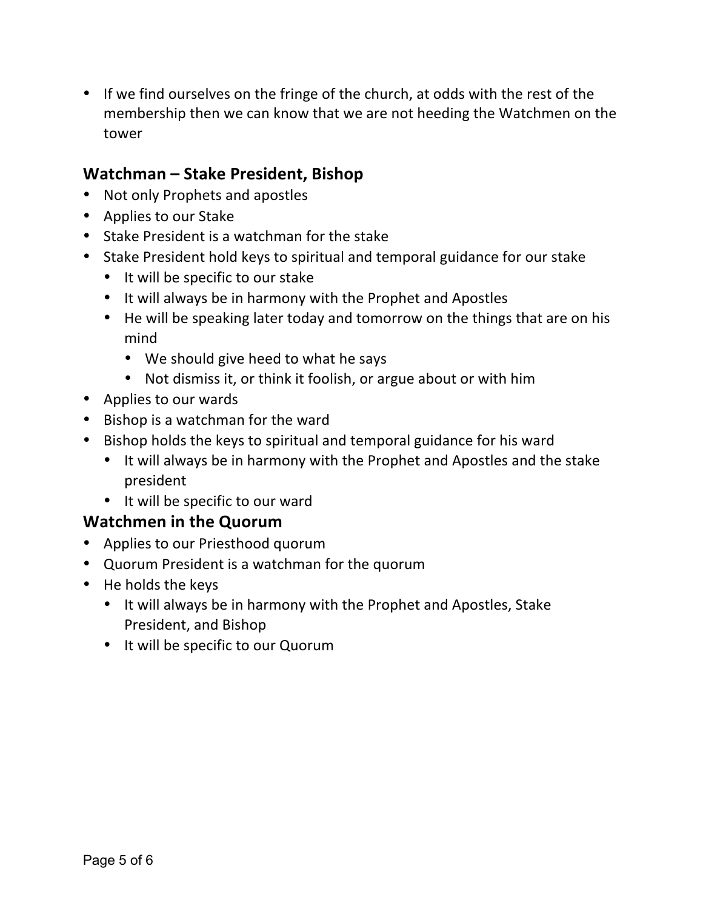- If we find ourselves on the fringe of the church, at odds with the rest of the membership then we can know that we are not heeding the Watchmen on the tower

### Watchman – Stake President, Bishop

- Not only Prophets and apostles
- Applies to our Stake
- Stake President is a watchman for the stake
- Stake President hold keys to spiritual and temporal guidance for our stake
  - It will be specific to our stake
  - It will always be in harmony with the Prophet and Apostles
  - He will be speaking later today and tomorrow on the things that are on his mind
    - We should give heed to what he says
    - Not dismiss it, or think it foolish, or argue about or with him
- Applies to our wards
- Bishop is a watchman for the ward
- Bishop holds the keys to spiritual and temporal guidance for his ward
  - It will always be in harmony with the Prophet and Apostles and the stake president
  - It will be specific to our ward

### Watchmen in the Quorum

- Applies to our Priesthood quorum
- Quorum President is a watchman for the quorum
- He holds the keys
  - It will always be in harmony with the Prophet and Apostles, Stake President, and Bishop
  - It will be specific to our Quorum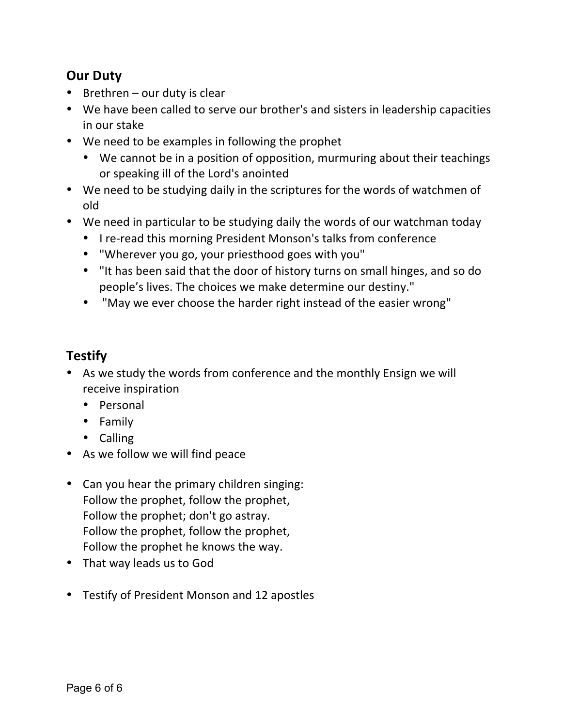## Our Duty

- Brethren – our duty is clear
- We have been called to serve our brother's and sisters in leadership capacities in our stake
- We need to be examples in following the prophet
  - We cannot be in a position of opposition, murmuring about their teachings or speaking ill of the Lord's anointed
- We need to be studying daily in the scriptures for the words of watchmen of old
- We need in particular to be studying daily the words of our watchman today
  - I re-read this morning President Monson's talks from conference
  - "Wherever you go, your priesthood goes with you"
  - "It has been said that the door of history turns on small hinges, and so do people's lives. The choices we make determine our destiny."
  - "May we ever choose the harder right instead of the easier wrong"

## Testify

- As we study the words from conference and the monthly Ensign we will receive inspiration
  - Personal
  - Family
  - Calling
- As we follow we will find peace

- Can you hear the primary children singing:
  Follow the prophet, follow the prophet,
  Follow the prophet; don't go astray.
  Follow the prophet, follow the prophet,
  Follow the prophet he knows the way.
- That way leads us to God

- Testify of President Monson and 12 apostles